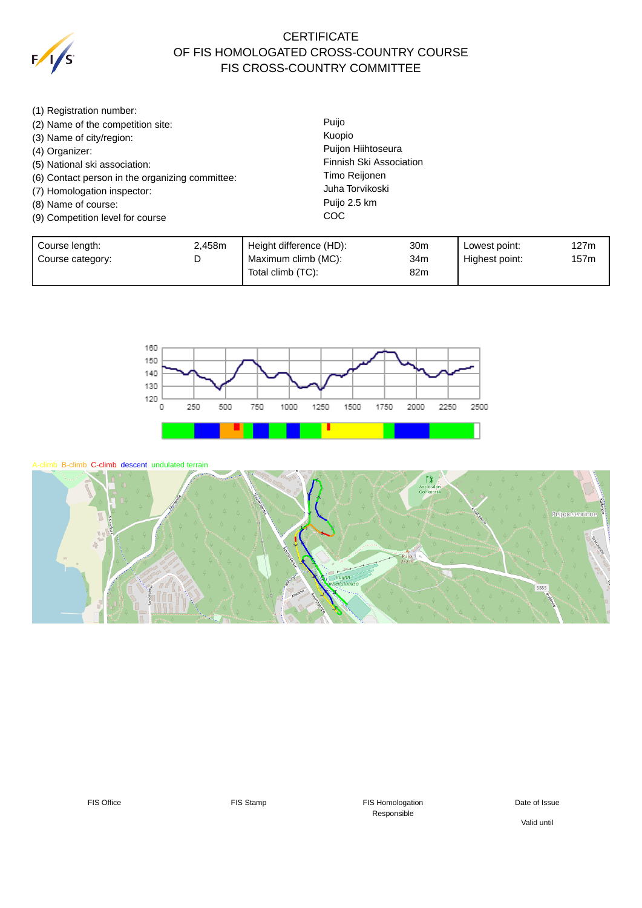# CERTIFICATE
# OF FIS HOMOLOGATED CROSS-COUNTRY COURSE
# FIS CROSS-COUNTRY COMMITTEE

| | |
|---|---|
| (1) Registration number: | |
| (2) Name of the competition site: | Puijo |
| (3) Name of city/region: | Kuopio |
| (4) Organizer: | Puijon Hiihtoseura |
| (5) National ski association: | Finnish Ski Association |
| (6) Contact person in the organizing committee: | Timo Reijonen |
| (7) Homologation inspector: | Juha Torvikoski |
| (8) Name of course: | Puijo 2.5 km |
| (9) Competition level for course | COC |

| | | | | | |
|---|---|---|---|---|---|
| Course length: | 2,458m | Height difference (HD): | 30m | Lowest point: | 127m |
| Course category: | D | Maximum climb (MC): | 34m | Highest point: | 157m |
| | | Total climb (TC): | 82m | | |

A-climb B-climb C-climb descent undulated terrain

| FIS Office | FIS Stamp | FIS Homologation Responsible | Date of Issue |
|---|---|---|---|
| | | | Valid until |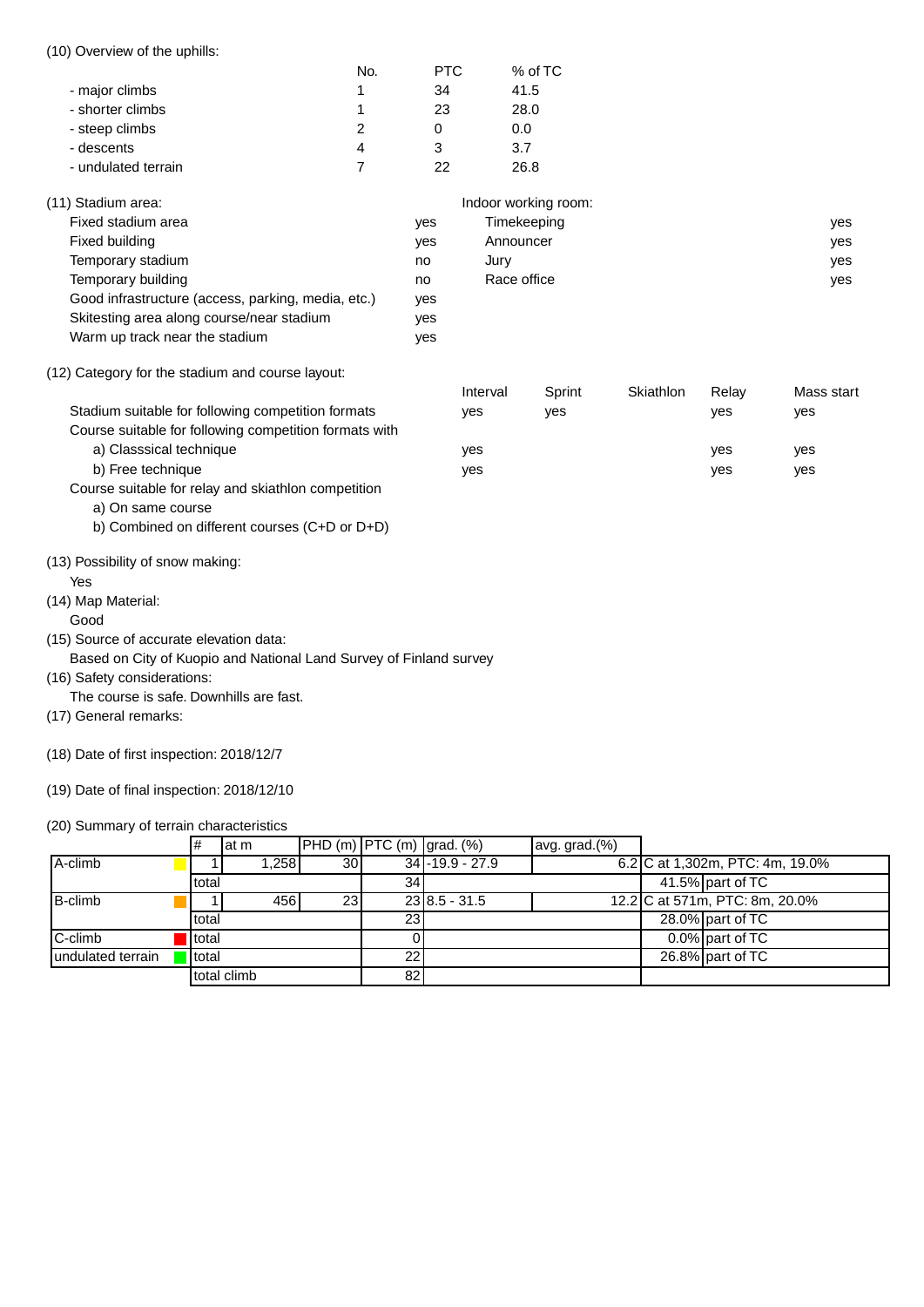(10) Overview of the uphills:

| | No. | PTC | % of TC |
|---|---|---|---|
| - major climbs | 1 | 34 | 41.5 |
| - shorter climbs | 1 | 23 | 28.0 |
| - steep climbs | 2 | 0 | 0.0 |
| - descents | 4 | 3 | 3.7 |
| - undulated terrain | 7 | 22 | 26.8 |

(11) Stadium area:

| | |
|---|---|
| Fixed stadium area | yes |
| Fixed building | yes |
| Temporary stadium | no |
| Temporary building | no |
| Good infrastructure (access, parking, media, etc.) | yes |
| Skitesting area along course/near stadium | yes |
| Warm up track near the stadium | yes |

Indoor working room:

| | |
|---|---|
| Timekeeping | yes |
| Announcer | yes |
| Jury | yes |
| Race office | yes |

(12) Category for the stadium and course layout:

| | Interval | Sprint | Skiathlon | Relay | Mass start |
|---|---|---|---|---|---|
| Stadium suitable for following competition formats | yes | yes | | yes | yes |
| Course suitable for following competition formats with | | | | | |
| a) Classsical technique | yes | | | yes | yes |
| b) Free technique | yes | | | yes | yes |
| Course suitable for relay and skiathlon competition | | | | | |
| a) On same course | | | | | |
| b) Combined on different courses (C+D or D+D) | | | | | |

(13) Possibility of snow making:
Yes

(14) Map Material:
Good

(15) Source of accurate elevation data:
Based on City of Kuopio and National Land Survey of Finland survey

(16) Safety considerations:
The course is safe. Downhills are fast.

(17) General remarks:

(18) Date of first inspection: 2018/12/7

(19) Date of final inspection: 2018/12/10

(20) Summary of terrain characteristics

| | # | at m | PHD (m) | PTC (m) | grad. (%) | avg. grad.(%) | |
|---|---|---|---|---|---|---|---|
| A-climb | 1 | 1,258 | 30 | 34 | -19.9 - 27.9 | 6.2 | C at 1,302m, PTC: 4m, 19.0% |
| | total | | | 34 | | | 41.5% part of TC |
| B-climb | 1 | 456 | 23 | 23 | 8.5 - 31.5 | 12.2 | C at 571m, PTC: 8m, 20.0% |
| | total | | | 23 | | | 28.0% part of TC |
| C-climb | total | | | 0 | | | 0.0% part of TC |
| undulated terrain | total | | | 22 | | | 26.8% part of TC |
| | total climb | | | 82 | | | |